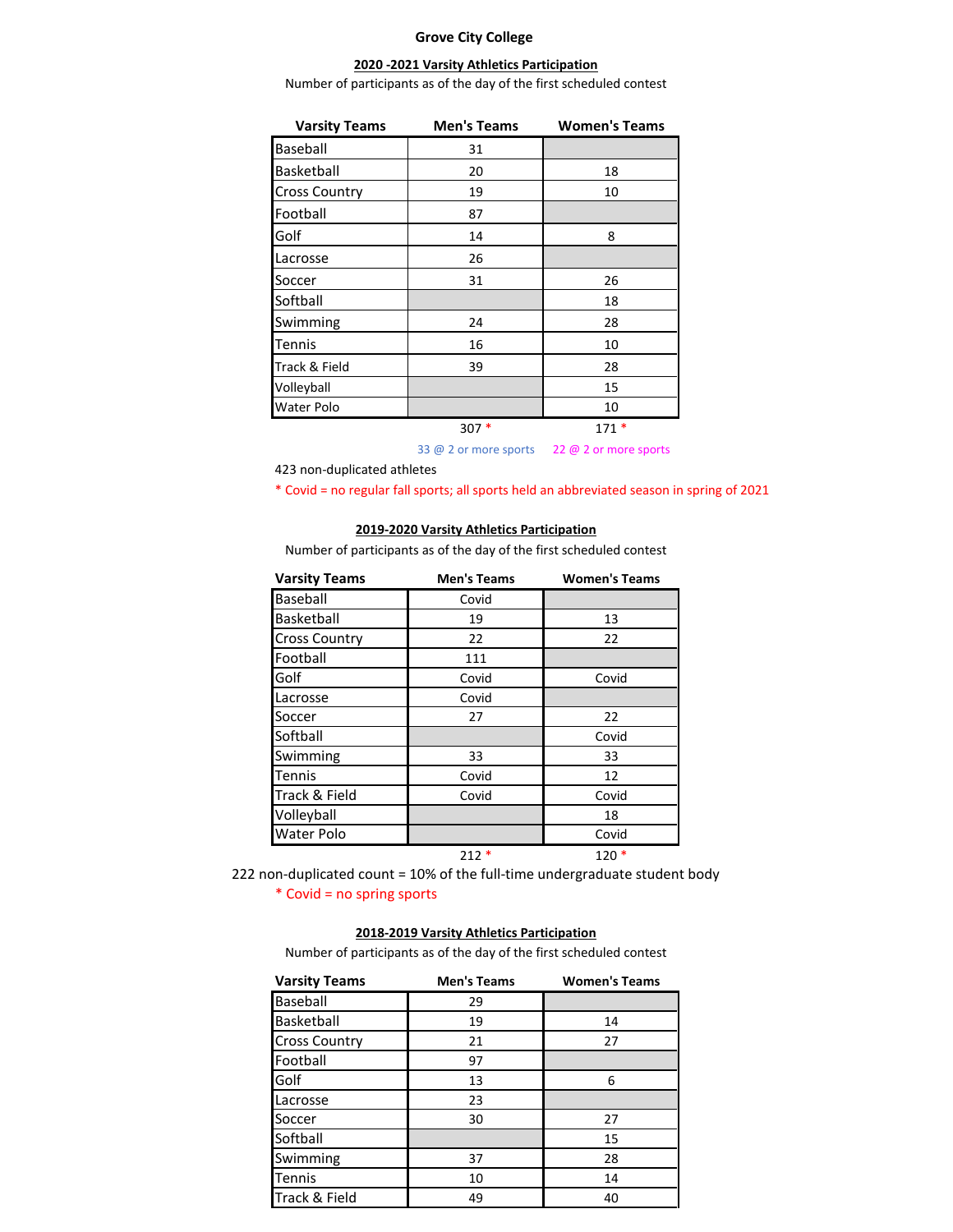# Grove City College

## 2020 -2021 Varsity Athletics Participation

Number of participants as of the day of the first scheduled contest

| Varsity Teams | Men's Teams | Women's Teams |
|---|---|---|
| Baseball | 31 | |
| Basketball | 20 | 18 |
| Cross Country | 19 | 10 |
| Football | 87 | |
| Golf | 14 | 8 |
| Lacrosse | 26 | |
| Soccer | 31 | 26 |
| Softball | | 18 |
| Swimming | 24 | 28 |
| Tennis | 16 | 10 |
| Track & Field | 39 | 28 |
| Volleyball | | 15 |
| Water Polo | | 10 |
| | 307 * | 171 * |
| | 33 @ 2 or more sports | 22 @ 2 or more sports |

423 non-duplicated athletes

* Covid = no regular fall sports; all sports held an abbreviated season in spring of 2021

## 2019-2020 Varsity Athletics Participation

Number of participants as of the day of the first scheduled contest

| Varsity Teams | Men's Teams | Women's Teams |
|---|---|---|
| Baseball | Covid | |
| Basketball | 19 | 13 |
| Cross Country | 22 | 22 |
| Football | 111 | |
| Golf | Covid | Covid |
| Lacrosse | Covid | |
| Soccer | 27 | 22 |
| Softball | | Covid |
| Swimming | 33 | 33 |
| Tennis | Covid | 12 |
| Track & Field | Covid | Covid |
| Volleyball | | 18 |
| Water Polo | | Covid |
| | 212 * | 120 * |

222 non-duplicated count = 10% of the full-time undergraduate student body

* Covid = no spring sports

## 2018-2019 Varsity Athletics Participation

Number of participants as of the day of the first scheduled contest

| Varsity Teams | Men's Teams | Women's Teams |
|---|---|---|
| Baseball | 29 | |
| Basketball | 19 | 14 |
| Cross Country | 21 | 27 |
| Football | 97 | |
| Golf | 13 | 6 |
| Lacrosse | 23 | |
| Soccer | 30 | 27 |
| Softball | | 15 |
| Swimming | 37 | 28 |
| Tennis | 10 | 14 |
| Track & Field | 49 | 40 |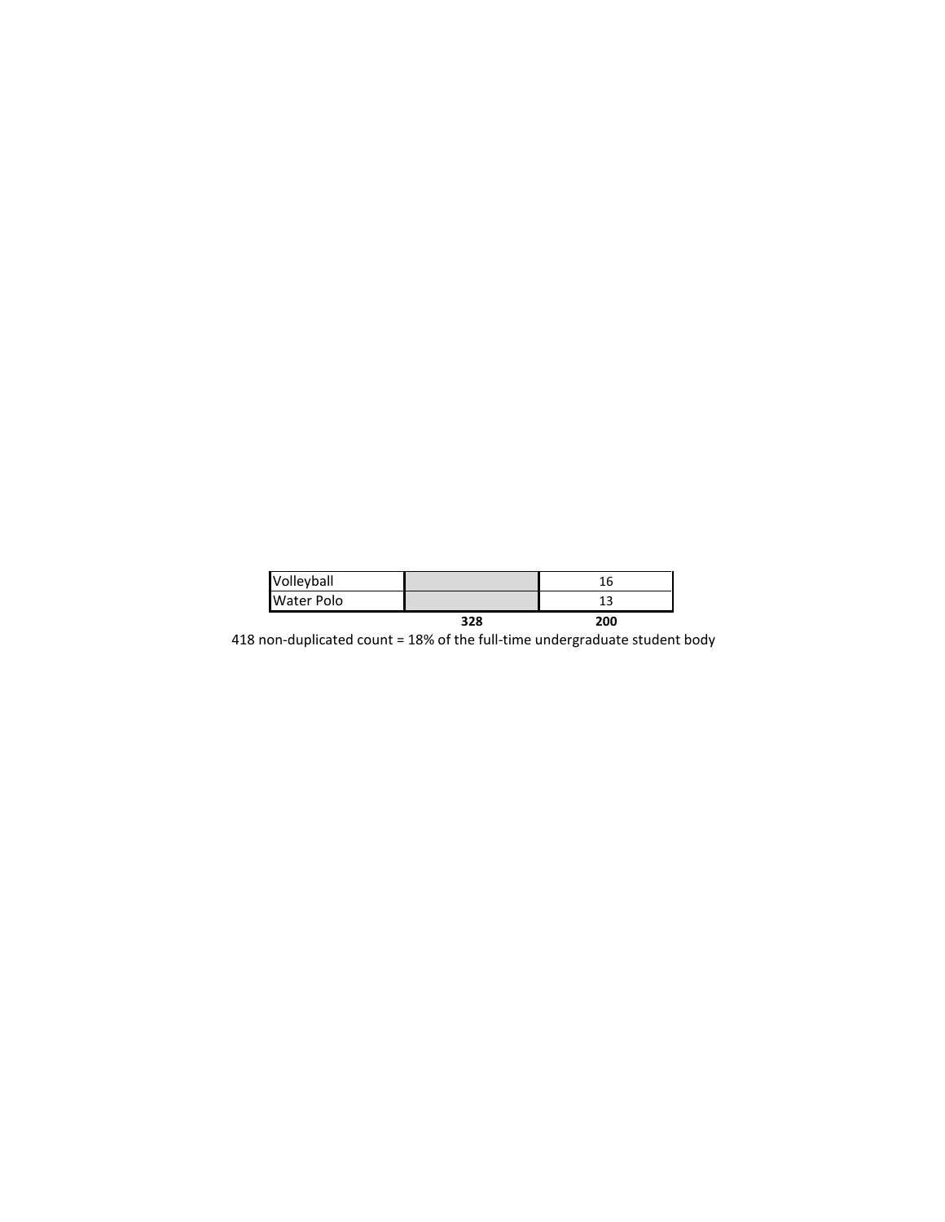| | | |
|---|---|---|
| Volleyball | | 16 |
| Water Polo | | 13 |
| | **328** | **200** |

418 non-duplicated count = 18% of the full-time undergraduate student body